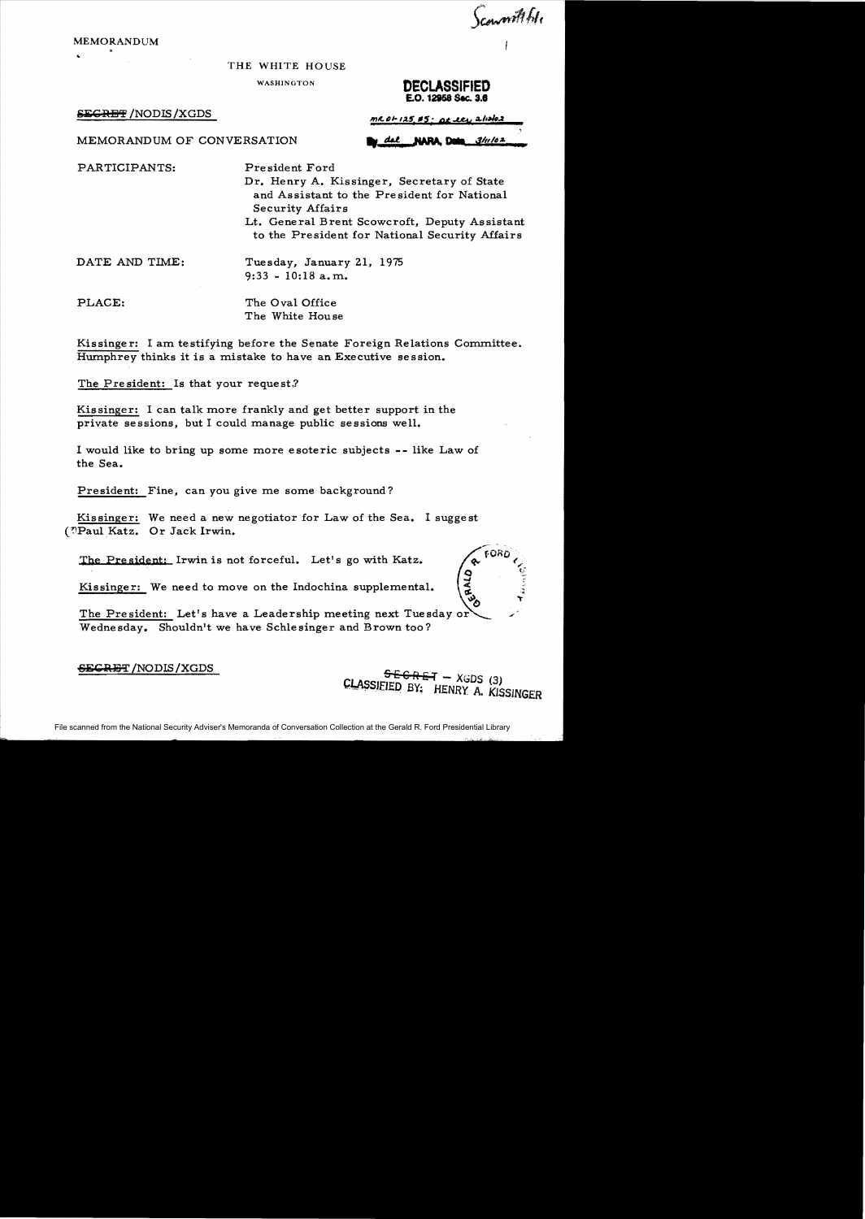Scowcroft file

MEMORANDUM

THE WHITE HOUSE

WASHINGTON

**DECLASSIFIED**
**E.O. 12958 Sec. 3.6**

~~SECRET~~ /NODIS/XGDS

MR 01-125 #5; OL etc 2/13/02

MEMORANDUM OF CONVERSATION

By del NARA, Date 3/11/02

PARTICIPANTS: President Ford
Dr. Henry A. Kissinger, Secretary of State and Assistant to the President for National Security Affairs
Lt. General Brent Scowcroft, Deputy Assistant to the President for National Security Affairs

DATE AND TIME: Tuesday, January 21, 1975
9:33 - 10:18 a.m.

PLACE: The Oval Office
The White House

Kissinger: I am testifying before the Senate Foreign Relations Committee. Humphrey thinks it is a mistake to have an Executive session.

The President: Is that your request?

Kissinger: I can talk more frankly and get better support in the private sessions, but I could manage public sessions well.

I would like to bring up some more esoteric subjects -- like Law of the Sea.

President: Fine, can you give me some background?

Kissinger: We need a new negotiator for Law of the Sea. I suggest (?)Paul Katz. Or Jack Irwin.

The President: Irwin is not forceful. Let's go with Katz.

Kissinger: We need to move on the Indochina supplemental.

The President: Let's have a Leadership meeting next Tuesday or Wednesday. Shouldn't we have Schlesinger and Brown too?

~~SECRET~~ /NODIS/XGDS

~~SECRET~~ - XGDS (3)
CLASSIFIED BY: HENRY A. KISSINGER

File scanned from the National Security Adviser's Memoranda of Conversation Collection at the Gerald R. Ford Presidential Library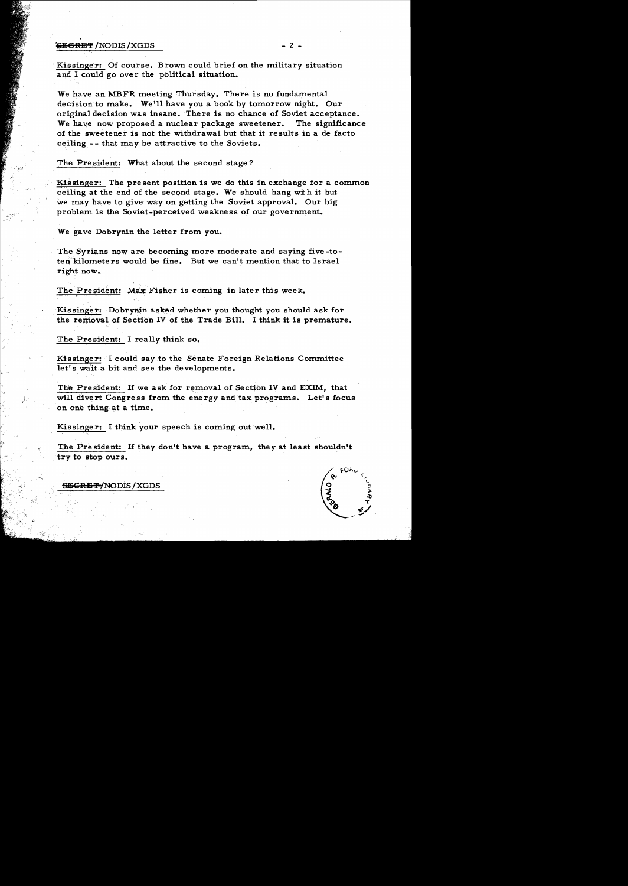Kissinger: Of course. Brown could brief on the military situation and I could go over the political situation.

We have an MBFR meeting Thursday. There is no fundamental decision to make. We'll have you a book by tomorrow night. Our original decision was insane. There is no chance of Soviet acceptance. We have now proposed a nuclear package sweetener. The significance of the sweetener is not the withdrawal but that it results in a de facto ceiling -- that may be attractive to the Soviets.

The President: What about the second stage?

Kissinger: The present position is we do this in exchange for a common ceiling at the end of the second stage. We should hang with it but we may have to give way on getting the Soviet approval. Our big problem is the Soviet-perceived weakness of our government.

We gave Dobrynin the letter from you.

The Syrians now are becoming more moderate and saying five-to-ten kilometers would be fine. But we can't mention that to Israel right now.

The President: Max Fisher is coming in later this week.

Kissinger: Dobrynin asked whether you thought you should ask for the removal of Section IV of the Trade Bill. I think it is premature.

The President: I really think so.

Kissinger: I could say to the Senate Foreign Relations Committee let's wait a bit and see the developments.

The President: If we ask for removal of Section IV and EXIM, that will divert Congress from the energy and tax programs. Let's focus on one thing at a time.

Kissinger: I think your speech is coming out well.

The President: If they don't have a program, they at least shouldn't try to stop ours.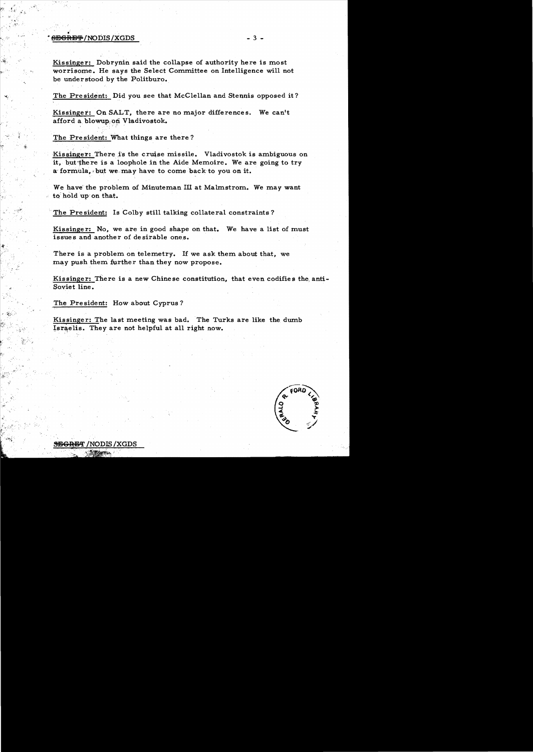Kissinger: Dobrynin said the collapse of authority here is most worrisome. He says the Select Committee on Intelligence will not be understood by the Politburo.

The President: Did you see that McClellan and Stennis opposed it?

Kissinger: On SALT, there are no major differences. We can't afford a blowup on Vladivostok.

The President: What things are there?

Kissinger: There is the cruise missile. Vladivostok is ambiguous on it, but there is a loophole in the Aide Memoire. We are going to try a formula, but we may have to come back to you on it.

We have the problem of Minuteman III at Malmstrom. We may want to hold up on that.

The President: Is Colby still talking collateral constraints?

Kissinger: No, we are in good shape on that. We have a list of must issues and another of desirable ones.

There is a problem on telemetry. If we ask them about that, we may push them further than they now propose.

Kissinger: There is a new Chinese constitution, that even codifies the anti-Soviet line.

The President: How about Cyprus?

Kissinger: The last meeting was bad. The Turks are like the dumb Israelis. They are not helpful at all right now.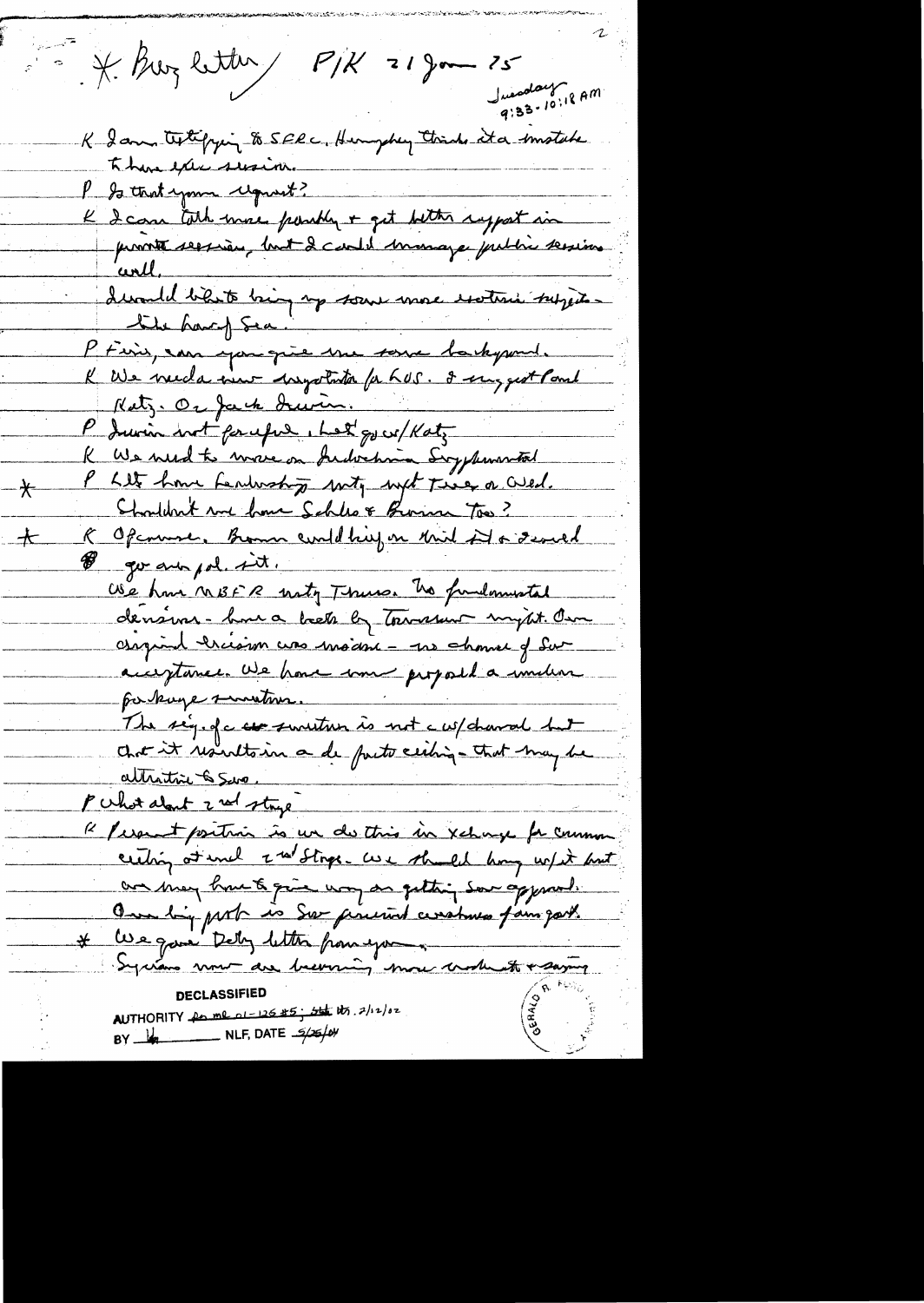\* Brez letter / P/K 21 Jan 75

Tuesday
9:33 - 10:18 AM

K I am testifying to SFRC. Humphrey thinks it a mistake to have exec session.

P Is that your request?

K I can talk more frankly & get better support in private session, but I could manage public session well.

I would like to bring up some more esoteric subjects — like Law of Sea.

P Fine, can you give me some background.

K We need a new negotiator for LOS. I suggest Paul Katz. Or Jack Irwin.

P Irwin not forceful. Let's go w/ Katz.

K We need to move on Indochina Supplemental

\* P Let's have leadership mtg. nxt Tues or Wed. Shouldn't we have Schles & Brown too?

\* K Of course. Brown could brief on mil sit & I would go over pol. sit.

We have MBFR mtg Thurs. The fundamental decisions — have a brief by Tomorrow night. Our original decision was made — no chance of Sov acceptance. We have now proposed a nuclear package solution.

The size of a sec solution is not c w/ chand but that it results in a de facto ceiling — that may be attractive to Sovs.

P What about 2nd stage?

K Present position is we do this in xchange for common ceiling at end 2nd stage. We should hang w/ it but we may have to give way on getting Sov approval. Our big prob is Sov perceived weakness from part.

\* We gave Doby letter from you.

Syrians now are becoming more moderate & saying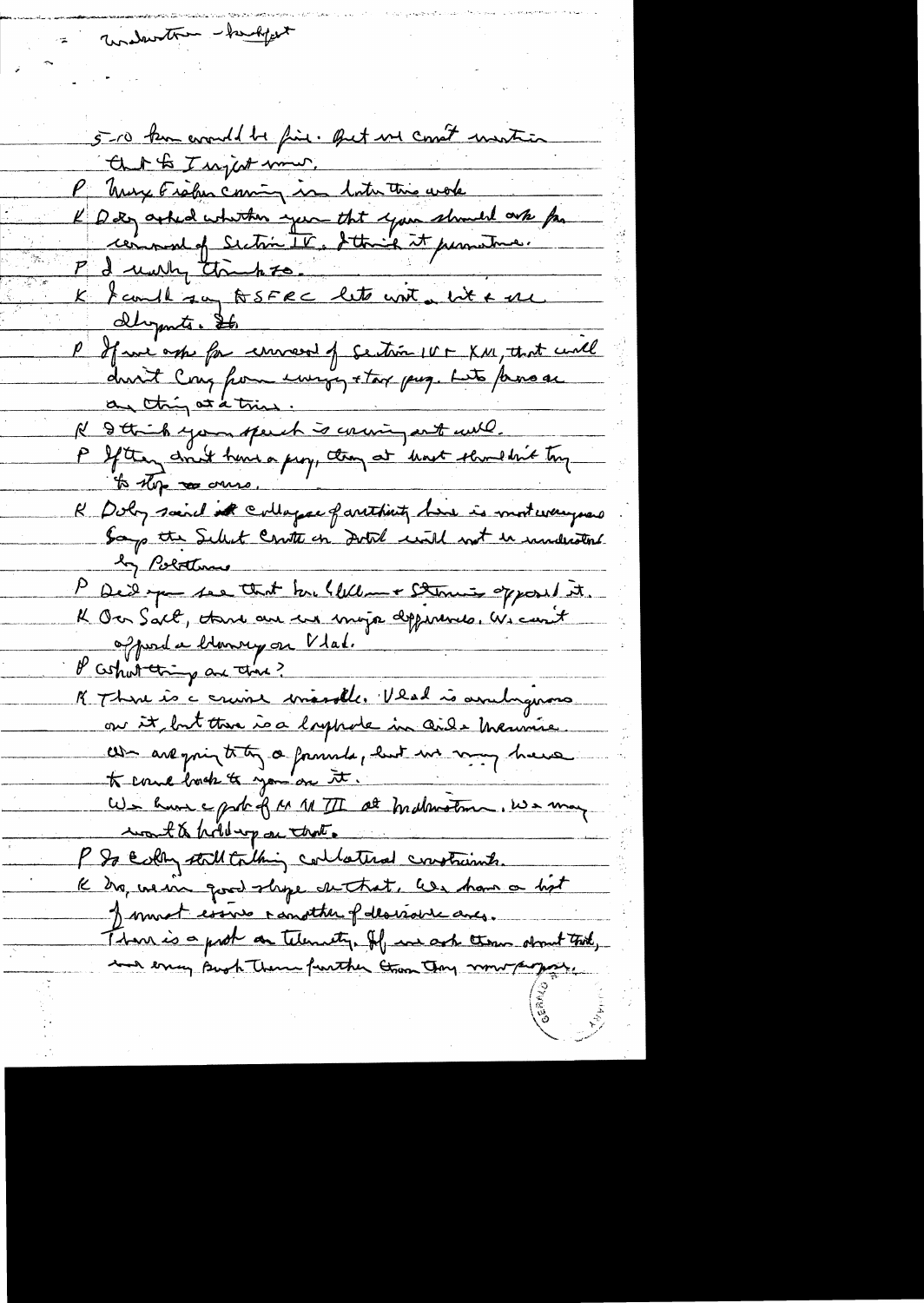= Underwater - budget

5-10 km would be fine. But we can't mention that to Inyat now.

P Mary Fisher coming in later this week

K Doby asked whether you that you should ask for removal of Section IV. I think it premature.

P I really think so.

K I could say to SFRC lets wait a bit & see developments.

P If we ask for removal of Section IV & XII, that will divert Cong from energy + tax prog. Lets press on an thing at a time.

K I think your speech is coming out well.

P If they don't have a prog, they at least shouldn't try to stop ours.

K Doby said collapse of authority here is most dangerous. Says the Select Cmte on Intel will not be understood by Politburo

P Did you see that Pres Wilson + Stennis opposed it.

K On Salt, there are no major differences. We can't afford a blowup on Vlad.

P What things are there?

K There is a cruise missile. Vlad is ambiguous on it, but there is a loophole in Aide Memoire. We are going to try a formula, but we may have to come back to you on it.

We have a prob of M M III at Malmstrom. We may want to hold up on that.

P So Coby still talking collateral constraints.

K No, we in good shape on that. We have a list of most issues + another of desirable ones.

There is a prob on telemetry. If we ask them about that, we may push them further than they now propose.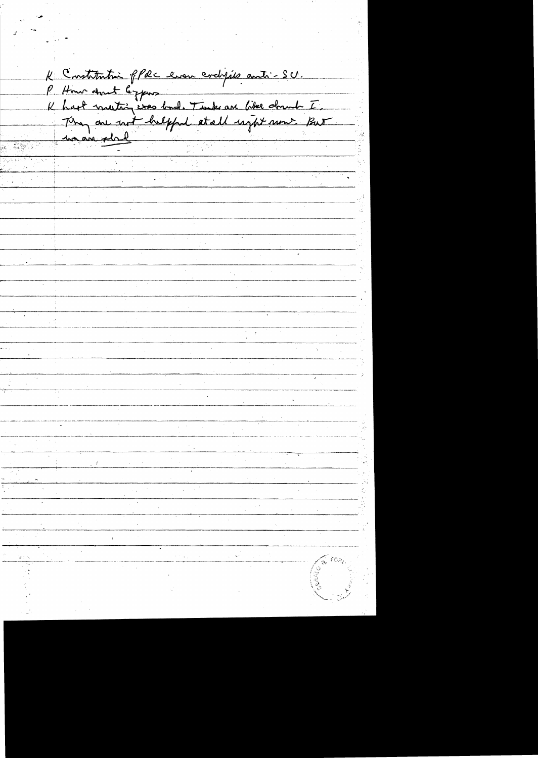K Constitution of PRC even codifies anti-SU.
P How about Egypt
K Last meeting was bad. Turks are like drunk I.
They are not helpful at all right now. But we are sold